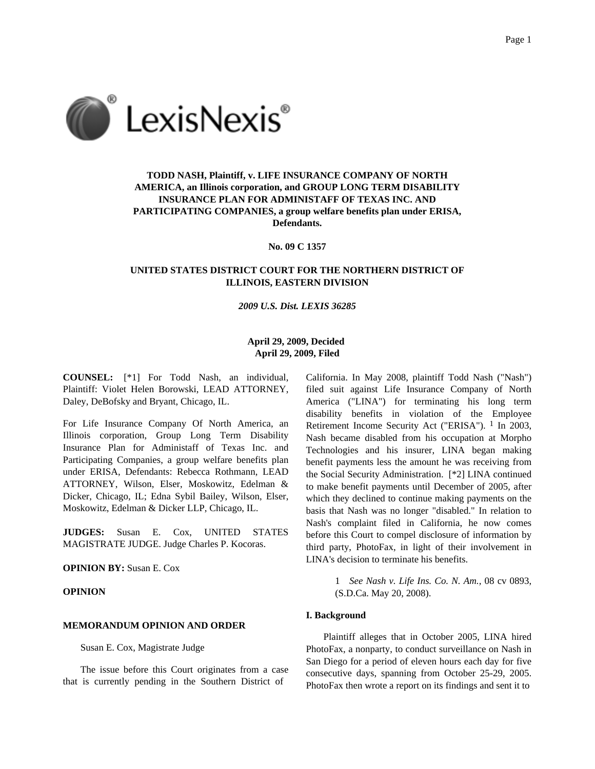**TODD NASH, Plaintiff, v. LIFE INSURANCE COMPANY OF NORTH AMERICA, an Illinois corporation, and GROUP LONG TERM DISABILITY INSURANCE PLAN FOR ADMINISTAFF OF TEXAS INC. AND PARTICIPATING COMPANIES, a group welfare benefits plan under ERISA, Defendants.**

**No. 09 C 1357**

**UNITED STATES DISTRICT COURT FOR THE NORTHERN DISTRICT OF ILLINOIS, EASTERN DIVISION**

***2009 U.S. Dist. LEXIS 36285***

**April 29, 2009, Decided**
**April 29, 2009, Filed**

**COUNSEL:** [*1] For Todd Nash, an individual, Plaintiff: Violet Helen Borowski, LEAD ATTORNEY, Daley, DeBofsky and Bryant, Chicago, IL.

For Life Insurance Company Of North America, an Illinois corporation, Group Long Term Disability Insurance Plan for Administaff of Texas Inc. and Participating Companies, a group welfare benefits plan under ERISA, Defendants: Rebecca Rothmann, LEAD ATTORNEY, Wilson, Elser, Moskowitz, Edelman & Dicker, Chicago, IL; Edna Sybil Bailey, Wilson, Elser, Moskowitz, Edelman & Dicker LLP, Chicago, IL.

**JUDGES:** Susan E. Cox, UNITED STATES MAGISTRATE JUDGE. Judge Charles P. Kocoras.

**OPINION BY:** Susan E. Cox

**OPINION**

**MEMORANDUM OPINION AND ORDER**

Susan E. Cox, Magistrate Judge

The issue before this Court originates from a case that is currently pending in the Southern District of California. In May 2008, plaintiff Todd Nash ("Nash") filed suit against Life Insurance Company of North America ("LINA") for terminating his long term disability benefits in violation of the Employee Retirement Income Security Act ("ERISA"). [1] In 2003, Nash became disabled from his occupation at Morpho Technologies and his insurer, LINA began making benefit payments less the amount he was receiving from the Social Security Administration. [*2] LINA continued to make benefit payments until December of 2005, after which they declined to continue making payments on the basis that Nash was no longer "disabled." In relation to Nash's complaint filed in California, he now comes before this Court to compel disclosure of information by third party, PhotoFax, in light of their involvement in LINA's decision to terminate his benefits.

> 1 *See Nash v. Life Ins. Co. N. Am.*, 08 cv 0893, (S.D.Ca. May 20, 2008).

**I. Background**

Plaintiff alleges that in October 2005, LINA hired PhotoFax, a nonparty, to conduct surveillance on Nash in San Diego for a period of eleven hours each day for five consecutive days, spanning from October 25-29, 2005. PhotoFax then wrote a report on its findings and sent it to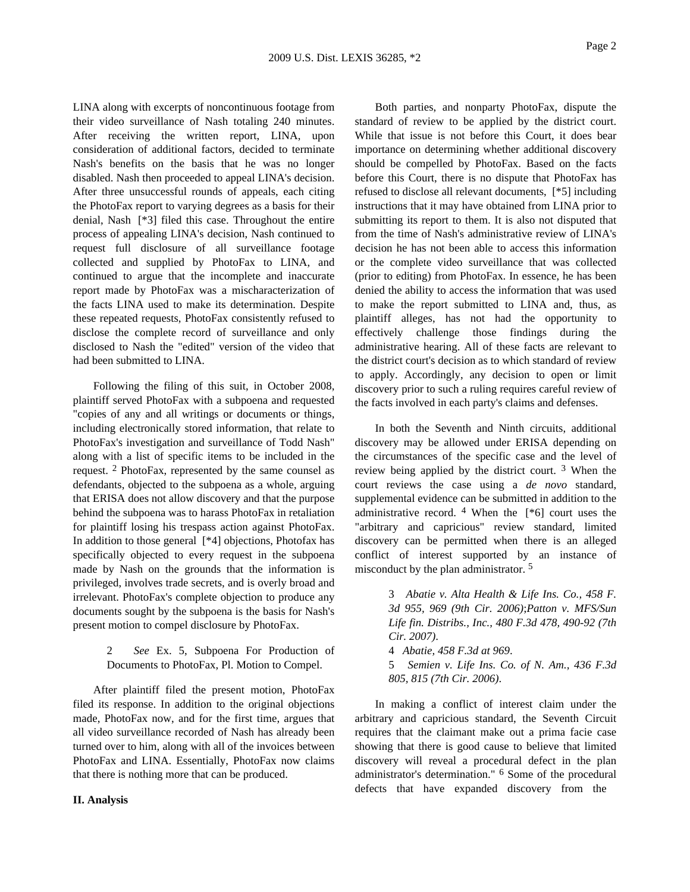LINA along with excerpts of noncontinuous footage from their video surveillance of Nash totaling 240 minutes. After receiving the written report, LINA, upon consideration of additional factors, decided to terminate Nash's benefits on the basis that he was no longer disabled. Nash then proceeded to appeal LINA's decision. After three unsuccessful rounds of appeals, each citing the PhotoFax report to varying degrees as a basis for their denial, Nash [*3] filed this case. Throughout the entire process of appealing LINA's decision, Nash continued to request full disclosure of all surveillance footage collected and supplied by PhotoFax to LINA, and continued to argue that the incomplete and inaccurate report made by PhotoFax was a mischaracterization of the facts LINA used to make its determination. Despite these repeated requests, PhotoFax consistently refused to disclose the complete record of surveillance and only disclosed to Nash the "edited" version of the video that had been submitted to LINA.

Following the filing of this suit, in October 2008, plaintiff served PhotoFax with a subpoena and requested "copies of any and all writings or documents or things, including electronically stored information, that relate to PhotoFax's investigation and surveillance of Todd Nash" along with a list of specific items to be included in the request. [2] PhotoFax, represented by the same counsel as defendants, objected to the subpoena as a whole, arguing that ERISA does not allow discovery and that the purpose behind the subpoena was to harass PhotoFax in retaliation for plaintiff losing his trespass action against PhotoFax. In addition to those general [*4] objections, Photofax has specifically objected to every request in the subpoena made by Nash on the grounds that the information is privileged, involves trade secrets, and is overly broad and irrelevant. PhotoFax's complete objection to produce any documents sought by the subpoena is the basis for Nash's present motion to compel disclosure by PhotoFax.

2 *See* Ex. 5, Subpoena For Production of Documents to PhotoFax, Pl. Motion to Compel.

After plaintiff filed the present motion, PhotoFax filed its response. In addition to the original objections made, PhotoFax now, and for the first time, argues that all video surveillance recorded of Nash has already been turned over to him, along with all of the invoices between PhotoFax and LINA. Essentially, PhotoFax now claims that there is nothing more that can be produced.

**II. Analysis**

Both parties, and nonparty PhotoFax, dispute the standard of review to be applied by the district court. While that issue is not before this Court, it does bear importance on determining whether additional discovery should be compelled by PhotoFax. Based on the facts before this Court, there is no dispute that PhotoFax has refused to disclose all relevant documents, [*5] including instructions that it may have obtained from LINA prior to submitting its report to them. It is also not disputed that from the time of Nash's administrative review of LINA's decision he has not been able to access this information or the complete video surveillance that was collected (prior to editing) from PhotoFax. In essence, he has been denied the ability to access the information that was used to make the report submitted to LINA and, thus, as plaintiff alleges, has not had the opportunity to effectively challenge those findings during the administrative hearing. All of these facts are relevant to the district court's decision as to which standard of review to apply. Accordingly, any decision to open or limit discovery prior to such a ruling requires careful review of the facts involved in each party's claims and defenses.

In both the Seventh and Ninth circuits, additional discovery may be allowed under ERISA depending on the circumstances of the specific case and the level of review being applied by the district court. [3] When the court reviews the case using a *de novo* standard, supplemental evidence can be submitted in addition to the administrative record. [4] When the [*6] court uses the "arbitrary and capricious" review standard, limited discovery can be permitted when there is an alleged conflict of interest supported by an instance of misconduct by the plan administrator. [5]

3 *Abatie v. Alta Health & Life Ins. Co., 458 F. 3d 955, 969 (9th Cir. 2006)*;*Patton v. MFS/Sun Life fin. Distribs., Inc., 480 F.3d 478, 490-92 (7th Cir. 2007)*.

4 *Abatie, 458 F.3d at 969*.

5 *Semien v. Life Ins. Co. of N. Am., 436 F.3d 805, 815 (7th Cir. 2006)*.

In making a conflict of interest claim under the arbitrary and capricious standard, the Seventh Circuit requires that the claimant make out a prima facie case showing that there is good cause to believe that limited discovery will reveal a procedural defect in the plan administrator's determination." [6] Some of the procedural defects that have expanded discovery from the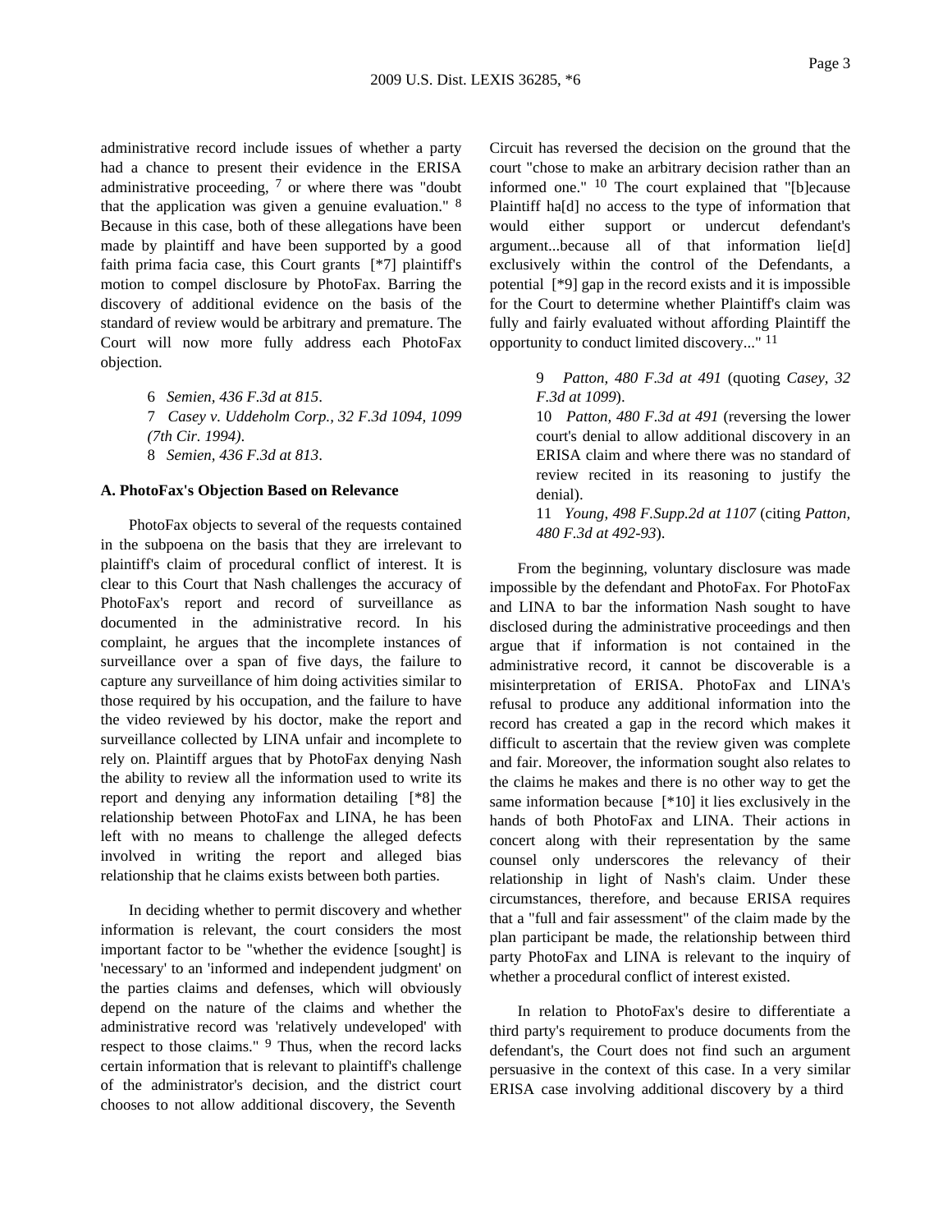administrative record include issues of whether a party had a chance to present their evidence in the ERISA administrative proceeding, [7] or where there was "doubt that the application was given a genuine evaluation." [8] Because in this case, both of these allegations have been made by plaintiff and have been supported by a good faith prima facia case, this Court grants [*7] plaintiff's motion to compel disclosure by PhotoFax. Barring the discovery of additional evidence on the basis of the standard of review would be arbitrary and premature. The Court will now more fully address each PhotoFax objection.

6 *Semien, 436 F.3d at 815*.

7 *Casey v. Uddeholm Corp., 32 F.3d 1094, 1099 (7th Cir. 1994)*.

8 *Semien, 436 F.3d at 813*.

**A. PhotoFax's Objection Based on Relevance**

PhotoFax objects to several of the requests contained in the subpoena on the basis that they are irrelevant to plaintiff's claim of procedural conflict of interest. It is clear to this Court that Nash challenges the accuracy of PhotoFax's report and record of surveillance as documented in the administrative record. In his complaint, he argues that the incomplete instances of surveillance over a span of five days, the failure to capture any surveillance of him doing activities similar to those required by his occupation, and the failure to have the video reviewed by his doctor, make the report and surveillance collected by LINA unfair and incomplete to rely on. Plaintiff argues that by PhotoFax denying Nash the ability to review all the information used to write its report and denying any information detailing [*8] the relationship between PhotoFax and LINA, he has been left with no means to challenge the alleged defects involved in writing the report and alleged bias relationship that he claims exists between both parties.

In deciding whether to permit discovery and whether information is relevant, the court considers the most important factor to be "whether the evidence [sought] is 'necessary' to an 'informed and independent judgment' on the parties claims and defenses, which will obviously depend on the nature of the claims and whether the administrative record was 'relatively undeveloped' with respect to those claims." [9] Thus, when the record lacks certain information that is relevant to plaintiff's challenge of the administrator's decision, and the district court chooses to not allow additional discovery, the Seventh Circuit has reversed the decision on the ground that the court "chose to make an arbitrary decision rather than an informed one." [10] The court explained that "[b]ecause Plaintiff ha[d] no access to the type of information that would either support or undercut defendant's argument...because all of that information lie[d] exclusively within the control of the Defendants, a potential [*9] gap in the record exists and it is impossible for the Court to determine whether Plaintiff's claim was fully and fairly evaluated without affording Plaintiff the opportunity to conduct limited discovery..." [11]

9 *Patton, 480 F.3d at 491* (quoting *Casey, 32 F.3d at 1099*).

10 *Patton, 480 F.3d at 491* (reversing the lower court's denial to allow additional discovery in an ERISA claim and where there was no standard of review recited in its reasoning to justify the denial).

11 *Young, 498 F.Supp.2d at 1107* (citing *Patton, 480 F.3d at 492-93*).

From the beginning, voluntary disclosure was made impossible by the defendant and PhotoFax. For PhotoFax and LINA to bar the information Nash sought to have disclosed during the administrative proceedings and then argue that if information is not contained in the administrative record, it cannot be discoverable is a misinterpretation of ERISA. PhotoFax and LINA's refusal to produce any additional information into the record has created a gap in the record which makes it difficult to ascertain that the review given was complete and fair. Moreover, the information sought also relates to the claims he makes and there is no other way to get the same information because [*10] it lies exclusively in the hands of both PhotoFax and LINA. Their actions in concert along with their representation by the same counsel only underscores the relevancy of their relationship in light of Nash's claim. Under these circumstances, therefore, and because ERISA requires that a "full and fair assessment" of the claim made by the plan participant be made, the relationship between third party PhotoFax and LINA is relevant to the inquiry of whether a procedural conflict of interest existed.

In relation to PhotoFax's desire to differentiate a third party's requirement to produce documents from the defendant's, the Court does not find such an argument persuasive in the context of this case. In a very similar ERISA case involving additional discovery by a third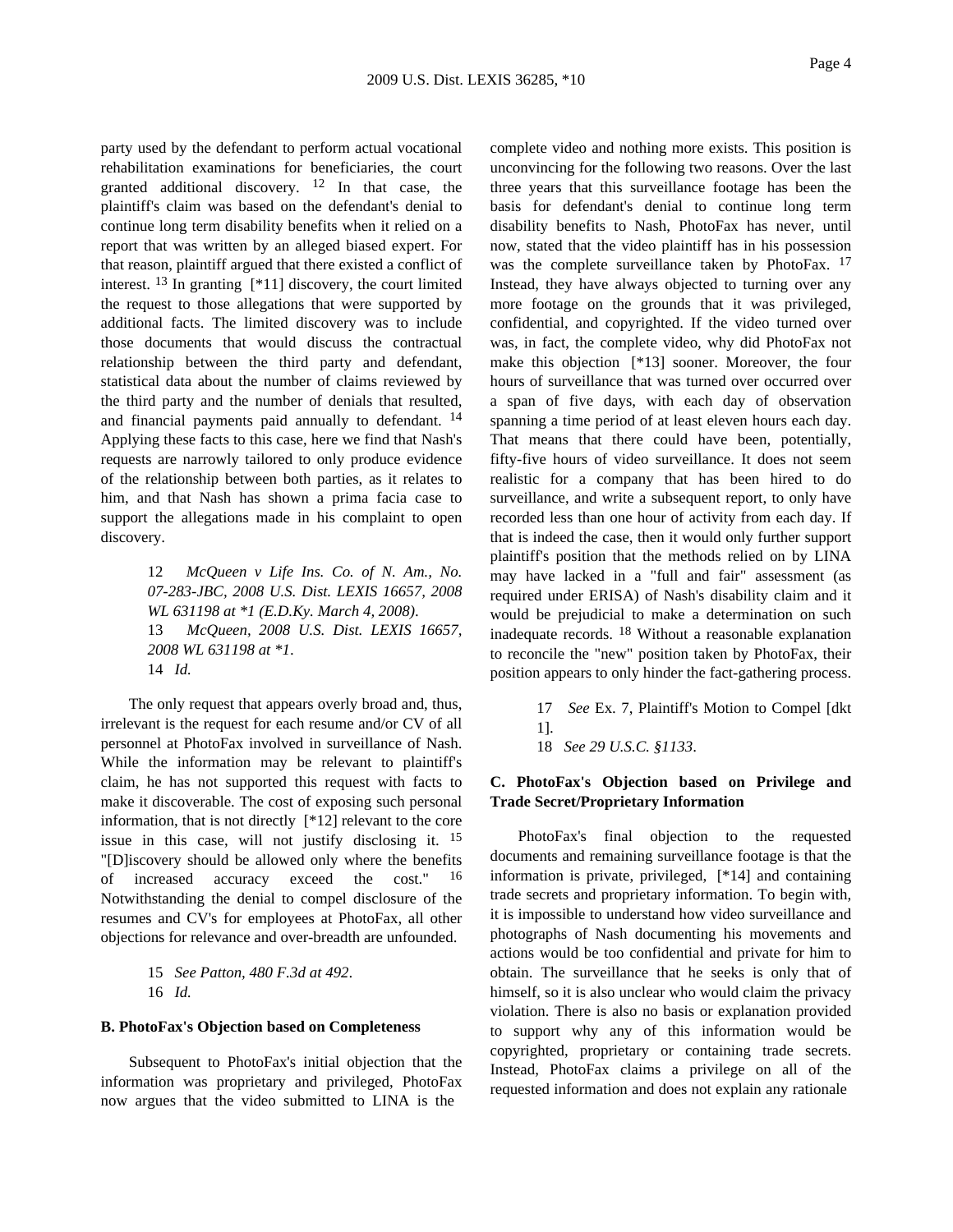party used by the defendant to perform actual vocational rehabilitation examinations for beneficiaries, the court granted additional discovery. [12] In that case, the plaintiff's claim was based on the defendant's denial to continue long term disability benefits when it relied on a report that was written by an alleged biased expert. For that reason, plaintiff argued that there existed a conflict of interest. [13] In granting [*11] discovery, the court limited the request to those allegations that were supported by additional facts. The limited discovery was to include those documents that would discuss the contractual relationship between the third party and defendant, statistical data about the number of claims reviewed by the third party and the number of denials that resulted, and financial payments paid annually to defendant. [14] Applying these facts to this case, here we find that Nash's requests are narrowly tailored to only produce evidence of the relationship between both parties, as it relates to him, and that Nash has shown a prima facia case to support the allegations made in his complaint to open discovery.

> 12 *McQueen v Life Ins. Co. of N. Am., No. 07-283-JBC, 2008 U.S. Dist. LEXIS 16657, 2008 WL 631198 at \*1 (E.D.Ky. March 4, 2008).*
>
> 13 *McQueen, 2008 U.S. Dist. LEXIS 16657, 2008 WL 631198 at \*1.*
>
> 14 *Id.*

The only request that appears overly broad and, thus, irrelevant is the request for each resume and/or CV of all personnel at PhotoFax involved in surveillance of Nash. While the information may be relevant to plaintiff's claim, he has not supported this request with facts to make it discoverable. The cost of exposing such personal information, that is not directly [*12] relevant to the core issue in this case, will not justify disclosing it. [15] "[D]iscovery should be allowed only where the benefits of increased accuracy exceed the cost." [16] Notwithstanding the denial to compel disclosure of the resumes and CV's for employees at PhotoFax, all other objections for relevance and over-breadth are unfounded.

> 15 *See Patton, 480 F.3d at 492.*
>
> 16 *Id.*

**B. PhotoFax's Objection based on Completeness**

Subsequent to PhotoFax's initial objection that the information was proprietary and privileged, PhotoFax now argues that the video submitted to LINA is the complete video and nothing more exists. This position is unconvincing for the following two reasons. Over the last three years that this surveillance footage has been the basis for defendant's denial to continue long term disability benefits to Nash, PhotoFax has never, until now, stated that the video plaintiff has in his possession was the complete surveillance taken by PhotoFax. [17] Instead, they have always objected to turning over any more footage on the grounds that it was privileged, confidential, and copyrighted. If the video turned over was, in fact, the complete video, why did PhotoFax not make this objection [*13] sooner. Moreover, the four hours of surveillance that was turned over occurred over a span of five days, with each day of observation spanning a time period of at least eleven hours each day. That means that there could have been, potentially, fifty-five hours of video surveillance. It does not seem realistic for a company that has been hired to do surveillance, and write a subsequent report, to only have recorded less than one hour of activity from each day. If that is indeed the case, then it would only further support plaintiff's position that the methods relied on by LINA may have lacked in a "full and fair" assessment (as required under ERISA) of Nash's disability claim and it would be prejudicial to make a determination on such inadequate records. [18] Without a reasonable explanation to reconcile the "new" position taken by PhotoFax, their position appears to only hinder the fact-gathering process.

> 17 *See* Ex. 7, Plaintiff's Motion to Compel [dkt 1].
>
> 18 *See 29 U.S.C. §1133.*

**C. PhotoFax's Objection based on Privilege and Trade Secret/Proprietary Information**

PhotoFax's final objection to the requested documents and remaining surveillance footage is that the information is private, privileged, [*14] and containing trade secrets and proprietary information. To begin with, it is impossible to understand how video surveillance and photographs of Nash documenting his movements and actions would be too confidential and private for him to obtain. The surveillance that he seeks is only that of himself, so it is also unclear who would claim the privacy violation. There is also no basis or explanation provided to support why any of this information would be copyrighted, proprietary or containing trade secrets. Instead, PhotoFax claims a privilege on all of the requested information and does not explain any rationale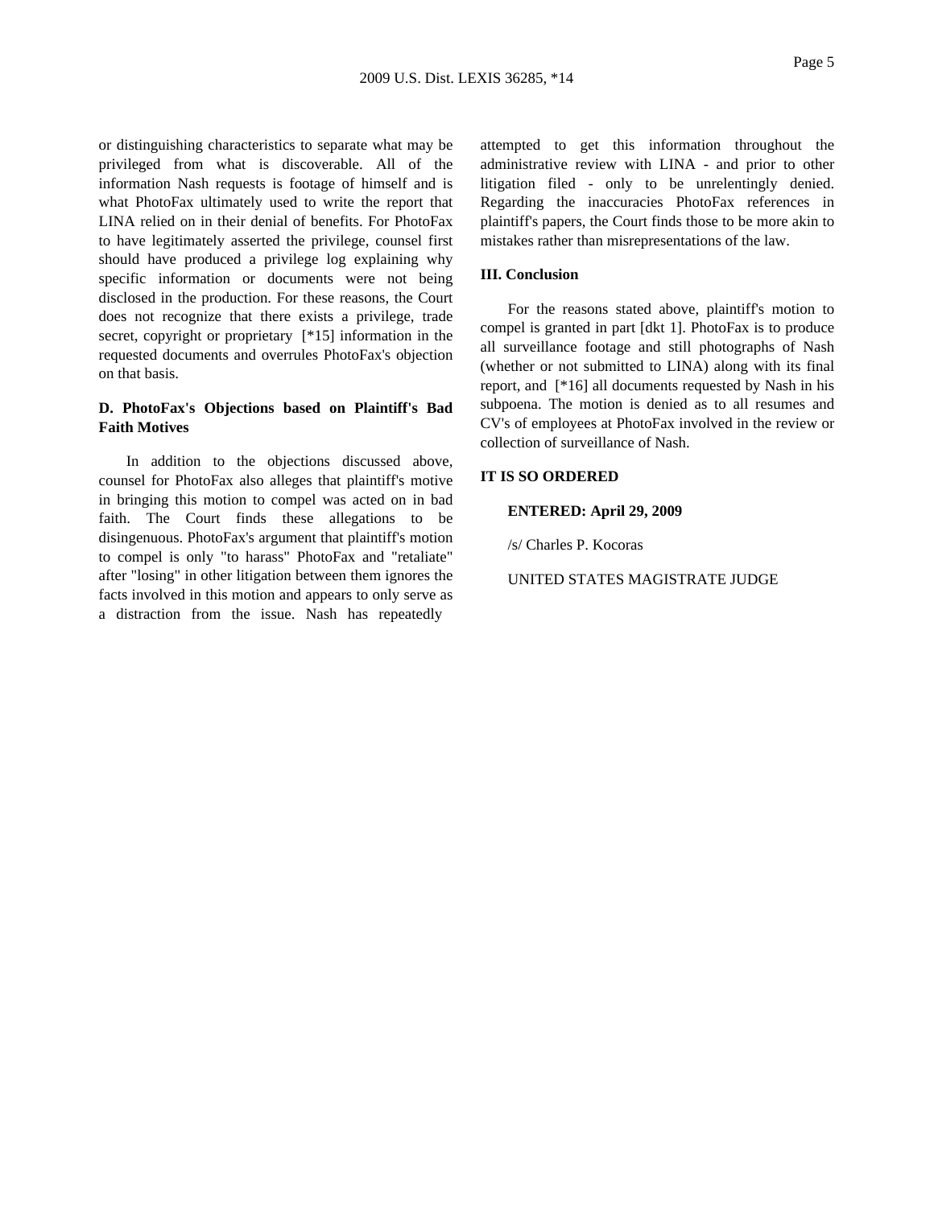or distinguishing characteristics to separate what may be privileged from what is discoverable. All of the information Nash requests is footage of himself and is what PhotoFax ultimately used to write the report that LINA relied on in their denial of benefits. For PhotoFax to have legitimately asserted the privilege, counsel first should have produced a privilege log explaining why specific information or documents were not being disclosed in the production. For these reasons, the Court does not recognize that there exists a privilege, trade secret, copyright or proprietary [*15] information in the requested documents and overrules PhotoFax's objection on that basis.

### D. PhotoFax's Objections based on Plaintiff's Bad Faith Motives

In addition to the objections discussed above, counsel for PhotoFax also alleges that plaintiff's motive in bringing this motion to compel was acted on in bad faith. The Court finds these allegations to be disingenuous. PhotoFax's argument that plaintiff's motion to compel is only "to harass" PhotoFax and "retaliate" after "losing" in other litigation between them ignores the facts involved in this motion and appears to only serve as a distraction from the issue. Nash has repeatedly attempted to get this information throughout the administrative review with LINA - and prior to other litigation filed - only to be unrelentingly denied. Regarding the inaccuracies PhotoFax references in plaintiff's papers, the Court finds those to be more akin to mistakes rather than misrepresentations of the law.

## III. Conclusion

For the reasons stated above, plaintiff's motion to compel is granted in part [dkt 1]. PhotoFax is to produce all surveillance footage and still photographs of Nash (whether or not submitted to LINA) along with its final report, and [*16] all documents requested by Nash in his subpoena. The motion is denied as to all resumes and CV's of employees at PhotoFax involved in the review or collection of surveillance of Nash.

**IT IS SO ORDERED**

**ENTERED: April 29, 2009**

/s/ Charles P. Kocoras

UNITED STATES MAGISTRATE JUDGE